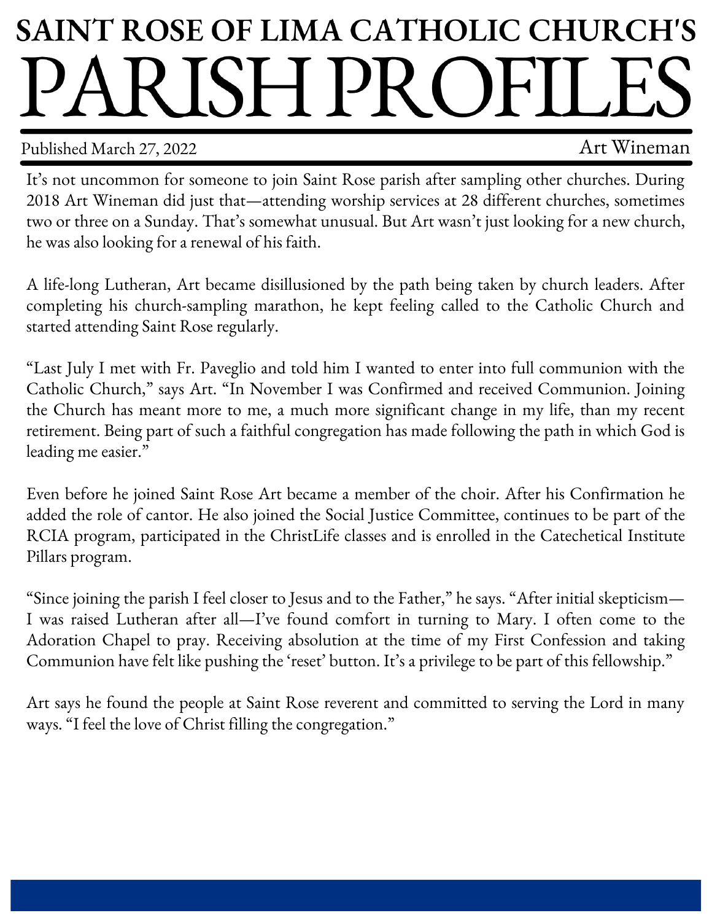# SAINT ROSE OF LIMA CATHOLIC CHURCH'S

# PARISH PROFILES

Published March 27, 2022 Art Wineman

It's not uncommon for someone to join Saint Rose parish after sampling other churches. During 2018 Art Wineman did just that—attending worship services at 28 different churches, sometimes two or three on a Sunday. That's somewhat unusual. But Art wasn't just looking for a new church, he was also looking for a renewal of his faith.

A life-long Lutheran, Art became disillusioned by the path being taken by church leaders. After completing his church-sampling marathon, he kept feeling called to the Catholic Church and started attending Saint Rose regularly.

"Last July I met with Fr. Paveglio and told him I wanted to enter into full communion with the Catholic Church," says Art. "In November I was Confirmed and received Communion. Joining the Church has meant more to me, a much more significant change in my life, than my recent retirement. Being part of such a faithful congregation has made following the path in which God is leading me easier."

Even before he joined Saint Rose Art became a member of the choir. After his Confirmation he added the role of cantor. He also joined the Social Justice Committee, continues to be part of the RCIA program, participated in the ChristLife classes and is enrolled in the Catechetical Institute Pillars program.

"Since joining the parish I feel closer to Jesus and to the Father," he says. "After initial skepticism—I was raised Lutheran after all—I've found comfort in turning to Mary. I often come to the Adoration Chapel to pray. Receiving absolution at the time of my First Confession and taking Communion have felt like pushing the 'reset' button. It's a privilege to be part of this fellowship."

Art says he found the people at Saint Rose reverent and committed to serving the Lord in many ways. "I feel the love of Christ filling the congregation."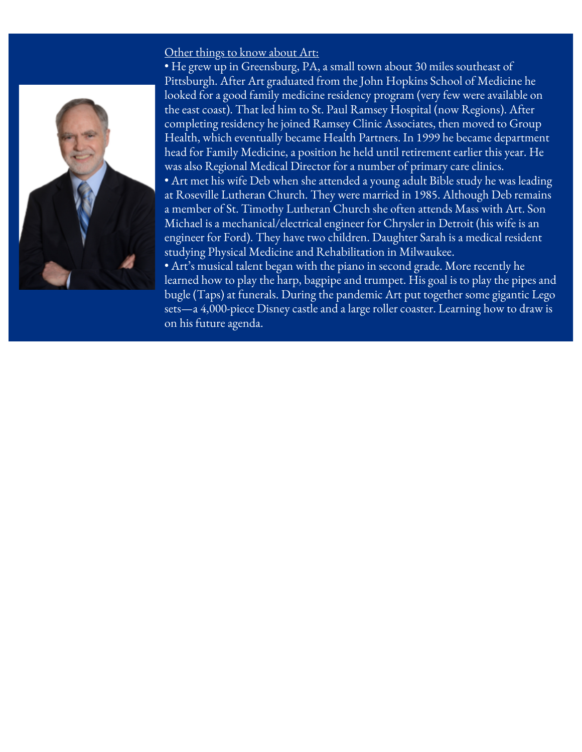Other things to know about Art:

- He grew up in Greensburg, PA, a small town about 30 miles southeast of Pittsburgh. After Art graduated from the John Hopkins School of Medicine he looked for a good family medicine residency program (very few were available on the east coast). That led him to St. Paul Ramsey Hospital (now Regions). After completing residency he joined Ramsey Clinic Associates, then moved to Group Health, which eventually became Health Partners. In 1999 he became department head for Family Medicine, a position he held until retirement earlier this year. He was also Regional Medical Director for a number of primary care clinics.
- Art met his wife Deb when she attended a young adult Bible study he was leading at Roseville Lutheran Church. They were married in 1985. Although Deb remains a member of St. Timothy Lutheran Church she often attends Mass with Art. Son Michael is a mechanical/electrical engineer for Chrysler in Detroit (his wife is an engineer for Ford). They have two children. Daughter Sarah is a medical resident studying Physical Medicine and Rehabilitation in Milwaukee.
- Art's musical talent began with the piano in second grade. More recently he learned how to play the harp, bagpipe and trumpet. His goal is to play the pipes and bugle (Taps) at funerals. During the pandemic Art put together some gigantic Lego sets—a 4,000-piece Disney castle and a large roller coaster. Learning how to draw is on his future agenda.